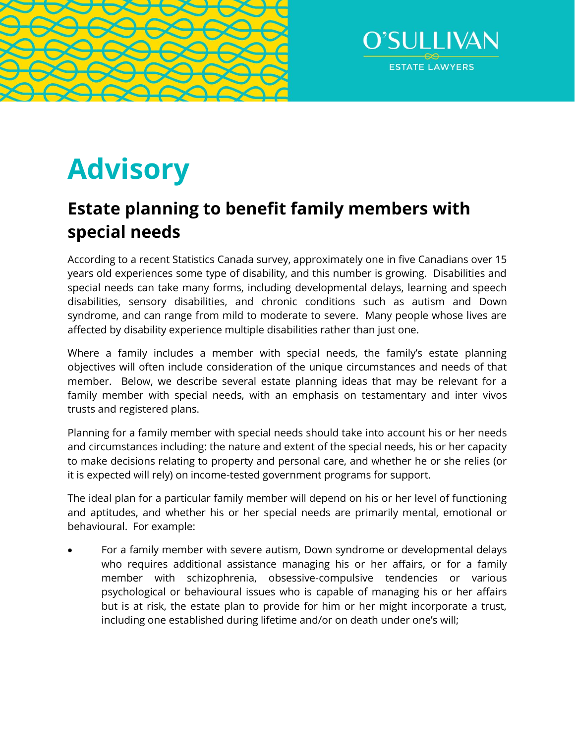O'SULLIVAN

ESTATE LAWYERS

# Advisory

## Estate planning to benefit family members with special needs

According to a recent Statistics Canada survey, approximately one in five Canadians over 15 years old experiences some type of disability, and this number is growing. Disabilities and special needs can take many forms, including developmental delays, learning and speech disabilities, sensory disabilities, and chronic conditions such as autism and Down syndrome, and can range from mild to moderate to severe. Many people whose lives are affected by disability experience multiple disabilities rather than just one.

Where a family includes a member with special needs, the family's estate planning objectives will often include consideration of the unique circumstances and needs of that member. Below, we describe several estate planning ideas that may be relevant for a family member with special needs, with an emphasis on testamentary and inter vivos trusts and registered plans.

Planning for a family member with special needs should take into account his or her needs and circumstances including: the nature and extent of the special needs, his or her capacity to make decisions relating to property and personal care, and whether he or she relies (or it is expected will rely) on income-tested government programs for support.

The ideal plan for a particular family member will depend on his or her level of functioning and aptitudes, and whether his or her special needs are primarily mental, emotional or behavioural. For example:

- For a family member with severe autism, Down syndrome or developmental delays who requires additional assistance managing his or her affairs, or for a family member with schizophrenia, obsessive-compulsive tendencies or various psychological or behavioural issues who is capable of managing his or her affairs but is at risk, the estate plan to provide for him or her might incorporate a trust, including one established during lifetime and/or on death under one's will;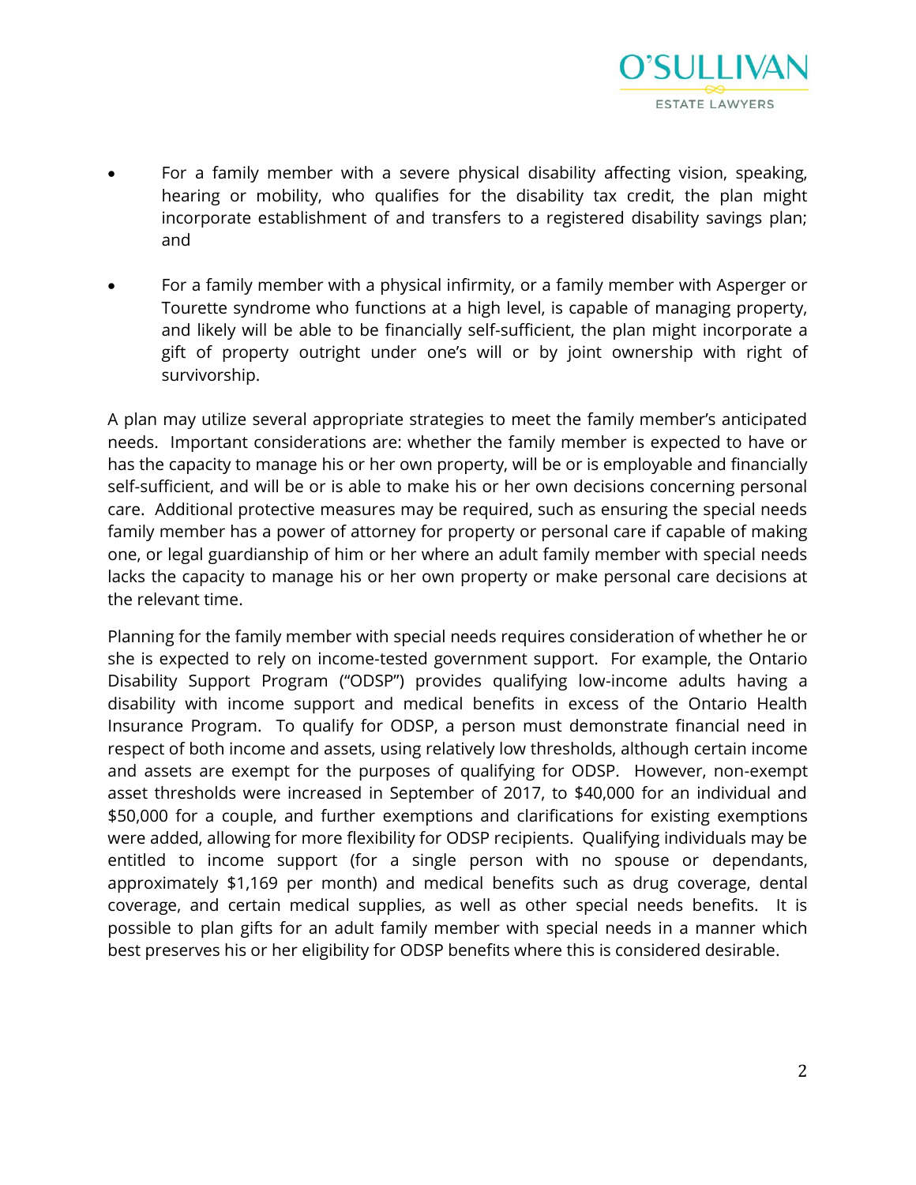- For a family member with a severe physical disability affecting vision, speaking, hearing or mobility, who qualifies for the disability tax credit, the plan might incorporate establishment of and transfers to a registered disability savings plan; and

- For a family member with a physical infirmity, or a family member with Asperger or Tourette syndrome who functions at a high level, is capable of managing property, and likely will be able to be financially self-sufficient, the plan might incorporate a gift of property outright under one's will or by joint ownership with right of survivorship.

A plan may utilize several appropriate strategies to meet the family member's anticipated needs. Important considerations are: whether the family member is expected to have or has the capacity to manage his or her own property, will be or is employable and financially self-sufficient, and will be or is able to make his or her own decisions concerning personal care. Additional protective measures may be required, such as ensuring the special needs family member has a power of attorney for property or personal care if capable of making one, or legal guardianship of him or her where an adult family member with special needs lacks the capacity to manage his or her own property or make personal care decisions at the relevant time.

Planning for the family member with special needs requires consideration of whether he or she is expected to rely on income-tested government support. For example, the Ontario Disability Support Program ("ODSP") provides qualifying low-income adults having a disability with income support and medical benefits in excess of the Ontario Health Insurance Program. To qualify for ODSP, a person must demonstrate financial need in respect of both income and assets, using relatively low thresholds, although certain income and assets are exempt for the purposes of qualifying for ODSP. However, non-exempt asset thresholds were increased in September of 2017, to $40,000 for an individual and $50,000 for a couple, and further exemptions and clarifications for existing exemptions were added, allowing for more flexibility for ODSP recipients. Qualifying individuals may be entitled to income support (for a single person with no spouse or dependants, approximately $1,169 per month) and medical benefits such as drug coverage, dental coverage, and certain medical supplies, as well as other special needs benefits. It is possible to plan gifts for an adult family member with special needs in a manner which best preserves his or her eligibility for ODSP benefits where this is considered desirable.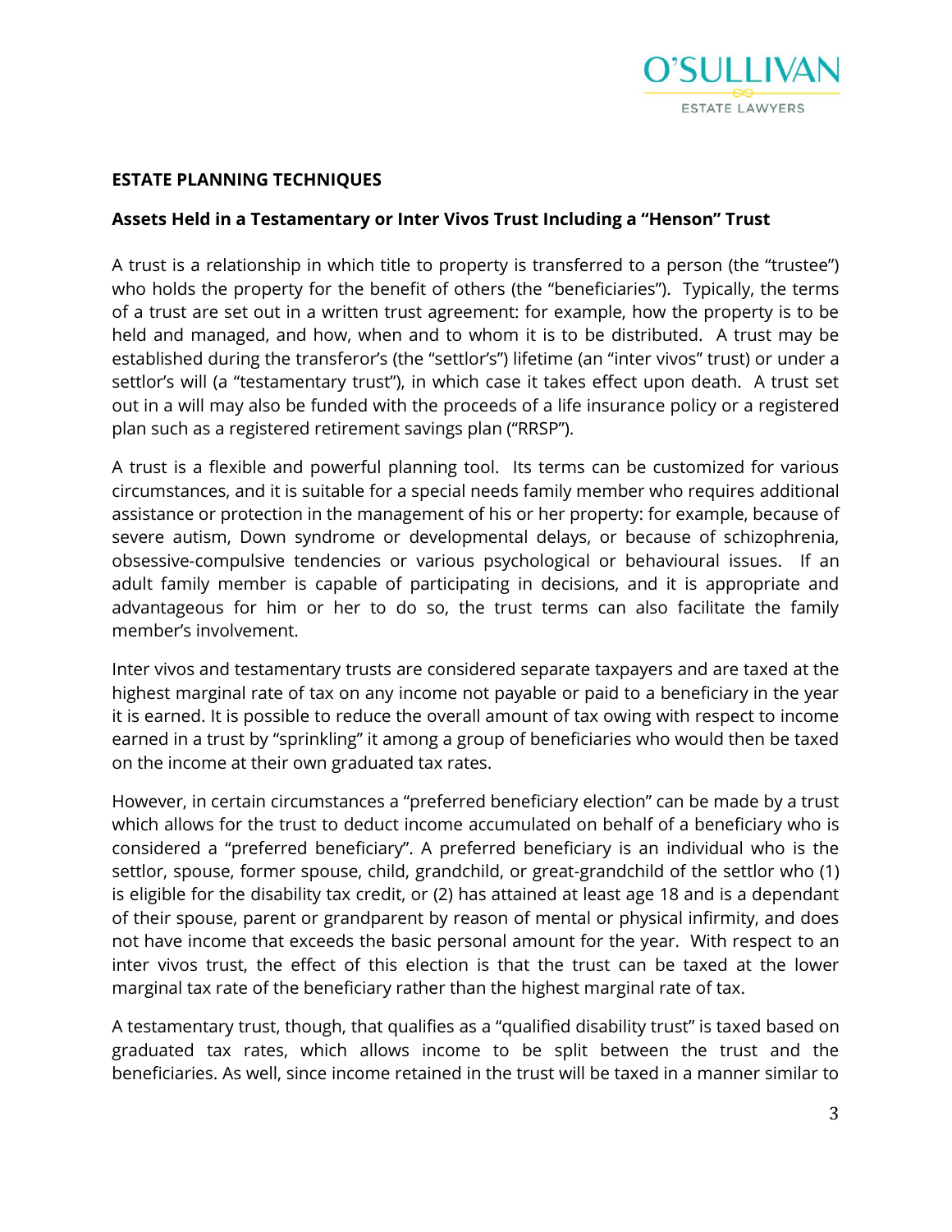**ESTATE PLANNING TECHNIQUES**

**Assets Held in a Testamentary or Inter Vivos Trust Including a "Henson" Trust**

A trust is a relationship in which title to property is transferred to a person (the "trustee") who holds the property for the benefit of others (the "beneficiaries"). Typically, the terms of a trust are set out in a written trust agreement: for example, how the property is to be held and managed, and how, when and to whom it is to be distributed. A trust may be established during the transferor's (the "settlor's") lifetime (an "inter vivos" trust) or under a settlor's will (a "testamentary trust"), in which case it takes effect upon death. A trust set out in a will may also be funded with the proceeds of a life insurance policy or a registered plan such as a registered retirement savings plan ("RRSP").

A trust is a flexible and powerful planning tool. Its terms can be customized for various circumstances, and it is suitable for a special needs family member who requires additional assistance or protection in the management of his or her property: for example, because of severe autism, Down syndrome or developmental delays, or because of schizophrenia, obsessive-compulsive tendencies or various psychological or behavioural issues. If an adult family member is capable of participating in decisions, and it is appropriate and advantageous for him or her to do so, the trust terms can also facilitate the family member's involvement.

Inter vivos and testamentary trusts are considered separate taxpayers and are taxed at the highest marginal rate of tax on any income not payable or paid to a beneficiary in the year it is earned. It is possible to reduce the overall amount of tax owing with respect to income earned in a trust by "sprinkling" it among a group of beneficiaries who would then be taxed on the income at their own graduated tax rates.

However, in certain circumstances a "preferred beneficiary election" can be made by a trust which allows for the trust to deduct income accumulated on behalf of a beneficiary who is considered a "preferred beneficiary". A preferred beneficiary is an individual who is the settlor, spouse, former spouse, child, grandchild, or great-grandchild of the settlor who (1) is eligible for the disability tax credit, or (2) has attained at least age 18 and is a dependant of their spouse, parent or grandparent by reason of mental or physical infirmity, and does not have income that exceeds the basic personal amount for the year. With respect to an inter vivos trust, the effect of this election is that the trust can be taxed at the lower marginal tax rate of the beneficiary rather than the highest marginal rate of tax.

A testamentary trust, though, that qualifies as a "qualified disability trust" is taxed based on graduated tax rates, which allows income to be split between the trust and the beneficiaries. As well, since income retained in the trust will be taxed in a manner similar to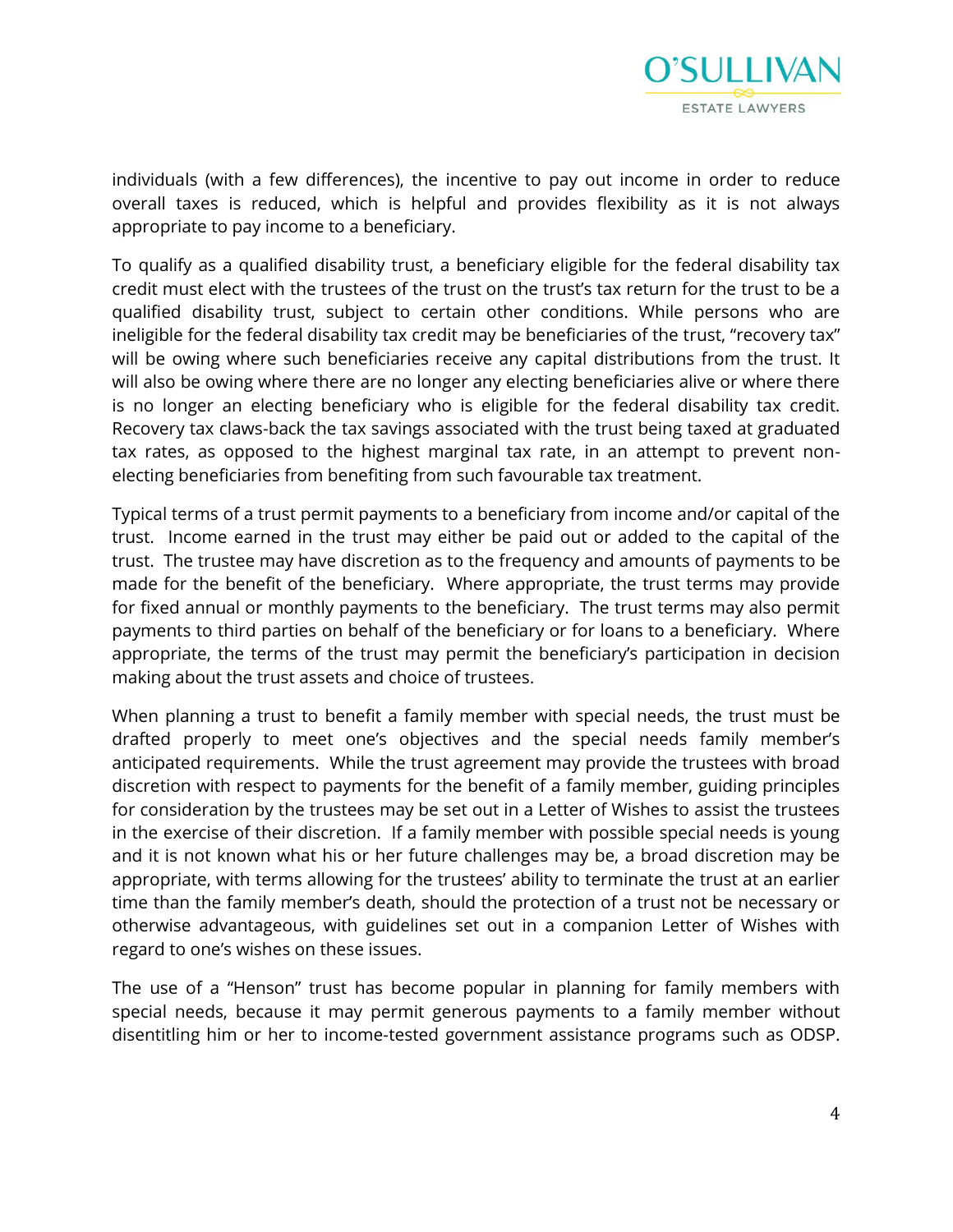individuals (with a few differences), the incentive to pay out income in order to reduce overall taxes is reduced, which is helpful and provides flexibility as it is not always appropriate to pay income to a beneficiary.

To qualify as a qualified disability trust, a beneficiary eligible for the federal disability tax credit must elect with the trustees of the trust on the trust's tax return for the trust to be a qualified disability trust, subject to certain other conditions. While persons who are ineligible for the federal disability tax credit may be beneficiaries of the trust, "recovery tax" will be owing where such beneficiaries receive any capital distributions from the trust. It will also be owing where there are no longer any electing beneficiaries alive or where there is no longer an electing beneficiary who is eligible for the federal disability tax credit. Recovery tax claws-back the tax savings associated with the trust being taxed at graduated tax rates, as opposed to the highest marginal tax rate, in an attempt to prevent non-electing beneficiaries from benefiting from such favourable tax treatment.

Typical terms of a trust permit payments to a beneficiary from income and/or capital of the trust. Income earned in the trust may either be paid out or added to the capital of the trust. The trustee may have discretion as to the frequency and amounts of payments to be made for the benefit of the beneficiary. Where appropriate, the trust terms may provide for fixed annual or monthly payments to the beneficiary. The trust terms may also permit payments to third parties on behalf of the beneficiary or for loans to a beneficiary. Where appropriate, the terms of the trust may permit the beneficiary's participation in decision making about the trust assets and choice of trustees.

When planning a trust to benefit a family member with special needs, the trust must be drafted properly to meet one's objectives and the special needs family member's anticipated requirements. While the trust agreement may provide the trustees with broad discretion with respect to payments for the benefit of a family member, guiding principles for consideration by the trustees may be set out in a Letter of Wishes to assist the trustees in the exercise of their discretion. If a family member with possible special needs is young and it is not known what his or her future challenges may be, a broad discretion may be appropriate, with terms allowing for the trustees' ability to terminate the trust at an earlier time than the family member's death, should the protection of a trust not be necessary or otherwise advantageous, with guidelines set out in a companion Letter of Wishes with regard to one's wishes on these issues.

The use of a "Henson" trust has become popular in planning for family members with special needs, because it may permit generous payments to a family member without disentitling him or her to income-tested government assistance programs such as ODSP.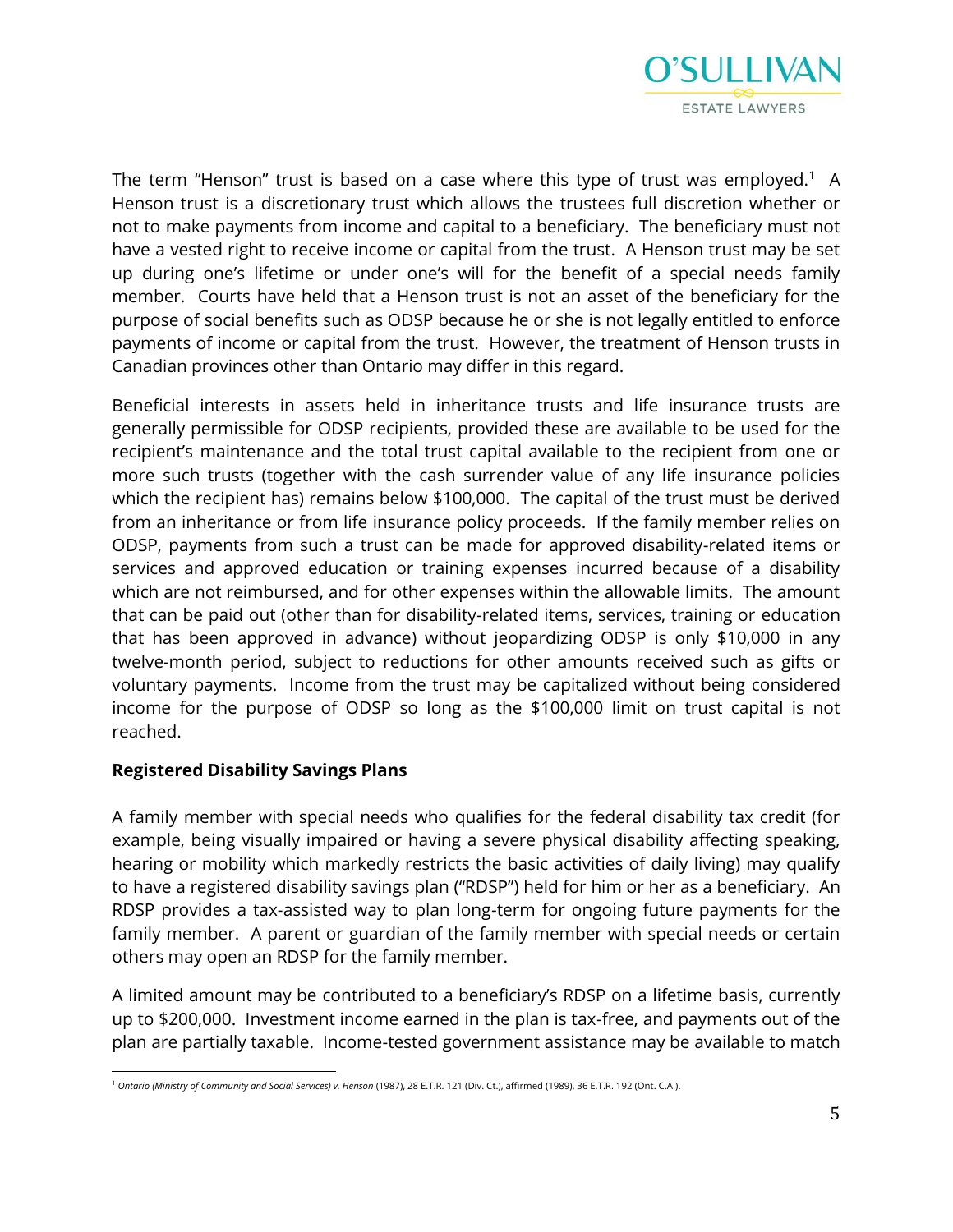The term "Henson" trust is based on a case where this type of trust was employed.[1] A Henson trust is a discretionary trust which allows the trustees full discretion whether or not to make payments from income and capital to a beneficiary. The beneficiary must not have a vested right to receive income or capital from the trust. A Henson trust may be set up during one's lifetime or under one's will for the benefit of a special needs family member. Courts have held that a Henson trust is not an asset of the beneficiary for the purpose of social benefits such as ODSP because he or she is not legally entitled to enforce payments of income or capital from the trust. However, the treatment of Henson trusts in Canadian provinces other than Ontario may differ in this regard.

Beneficial interests in assets held in inheritance trusts and life insurance trusts are generally permissible for ODSP recipients, provided these are available to be used for the recipient's maintenance and the total trust capital available to the recipient from one or more such trusts (together with the cash surrender value of any life insurance policies which the recipient has) remains below $100,000. The capital of the trust must be derived from an inheritance or from life insurance policy proceeds. If the family member relies on ODSP, payments from such a trust can be made for approved disability-related items or services and approved education or training expenses incurred because of a disability which are not reimbursed, and for other expenses within the allowable limits. The amount that can be paid out (other than for disability-related items, services, training or education that has been approved in advance) without jeopardizing ODSP is only $10,000 in any twelve-month period, subject to reductions for other amounts received such as gifts or voluntary payments. Income from the trust may be capitalized without being considered income for the purpose of ODSP so long as the $100,000 limit on trust capital is not reached.

**Registered Disability Savings Plans**

A family member with special needs who qualifies for the federal disability tax credit (for example, being visually impaired or having a severe physical disability affecting speaking, hearing or mobility which markedly restricts the basic activities of daily living) may qualify to have a registered disability savings plan ("RDSP") held for him or her as a beneficiary. An RDSP provides a tax-assisted way to plan long-term for ongoing future payments for the family member. A parent or guardian of the family member with special needs or certain others may open an RDSP for the family member.

A limited amount may be contributed to a beneficiary's RDSP on a lifetime basis, currently up to $200,000. Investment income earned in the plan is tax-free, and payments out of the plan are partially taxable. Income-tested government assistance may be available to match

[1] *Ontario (Ministry of Community and Social Services) v. Henson* (1987), 28 E.T.R. 121 (Div. Ct.), affirmed (1989), 36 E.T.R. 192 (Ont. C.A.).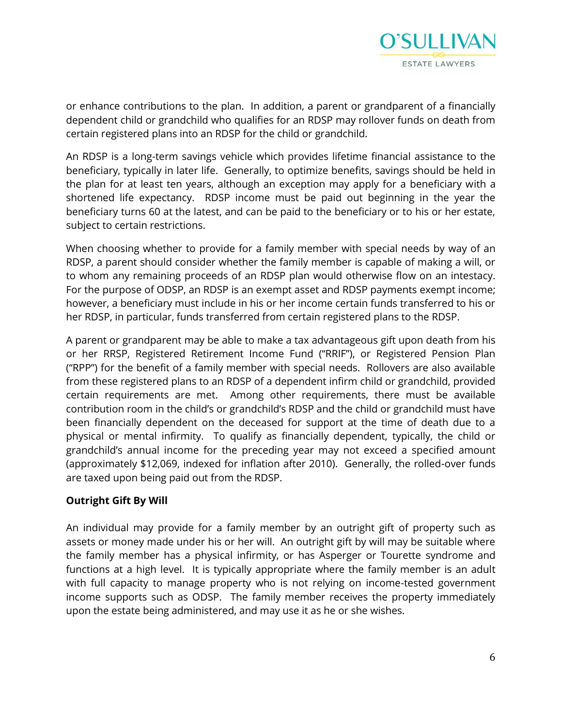or enhance contributions to the plan. In addition, a parent or grandparent of a financially dependent child or grandchild who qualifies for an RDSP may rollover funds on death from certain registered plans into an RDSP for the child or grandchild.

An RDSP is a long-term savings vehicle which provides lifetime financial assistance to the beneficiary, typically in later life. Generally, to optimize benefits, savings should be held in the plan for at least ten years, although an exception may apply for a beneficiary with a shortened life expectancy. RDSP income must be paid out beginning in the year the beneficiary turns 60 at the latest, and can be paid to the beneficiary or to his or her estate, subject to certain restrictions.

When choosing whether to provide for a family member with special needs by way of an RDSP, a parent should consider whether the family member is capable of making a will, or to whom any remaining proceeds of an RDSP plan would otherwise flow on an intestacy. For the purpose of ODSP, an RDSP is an exempt asset and RDSP payments exempt income; however, a beneficiary must include in his or her income certain funds transferred to his or her RDSP, in particular, funds transferred from certain registered plans to the RDSP.

A parent or grandparent may be able to make a tax advantageous gift upon death from his or her RRSP, Registered Retirement Income Fund ("RRIF"), or Registered Pension Plan ("RPP") for the benefit of a family member with special needs. Rollovers are also available from these registered plans to an RDSP of a dependent infirm child or grandchild, provided certain requirements are met. Among other requirements, there must be available contribution room in the child's or grandchild's RDSP and the child or grandchild must have been financially dependent on the deceased for support at the time of death due to a physical or mental infirmity. To qualify as financially dependent, typically, the child or grandchild's annual income for the preceding year may not exceed a specified amount (approximately $12,069, indexed for inflation after 2010). Generally, the rolled-over funds are taxed upon being paid out from the RDSP.

**Outright Gift By Will**

An individual may provide for a family member by an outright gift of property such as assets or money made under his or her will. An outright gift by will may be suitable where the family member has a physical infirmity, or has Asperger or Tourette syndrome and functions at a high level. It is typically appropriate where the family member is an adult with full capacity to manage property who is not relying on income-tested government income supports such as ODSP. The family member receives the property immediately upon the estate being administered, and may use it as he or she wishes.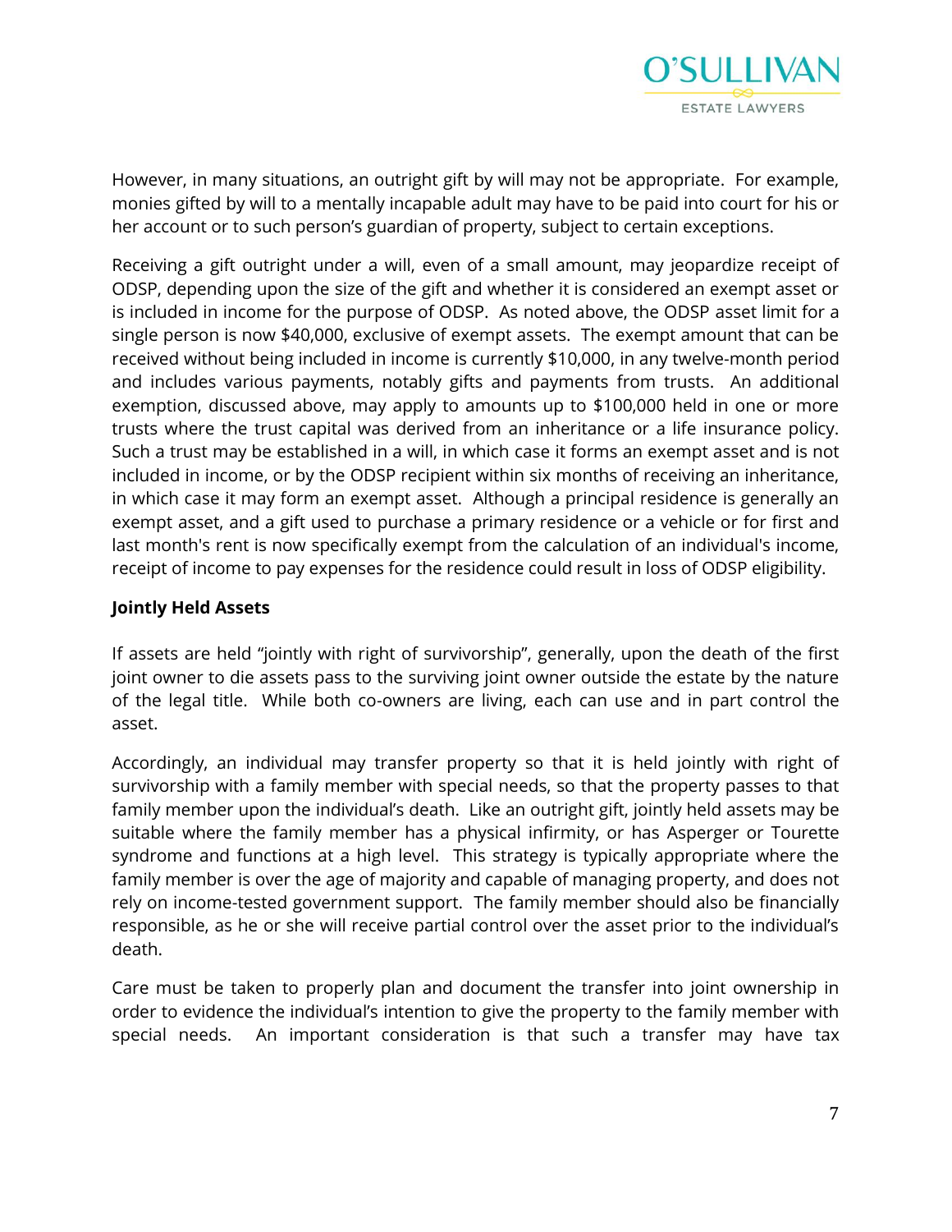However, in many situations, an outright gift by will may not be appropriate. For example, monies gifted by will to a mentally incapable adult may have to be paid into court for his or her account or to such person's guardian of property, subject to certain exceptions.

Receiving a gift outright under a will, even of a small amount, may jeopardize receipt of ODSP, depending upon the size of the gift and whether it is considered an exempt asset or is included in income for the purpose of ODSP. As noted above, the ODSP asset limit for a single person is now $40,000, exclusive of exempt assets. The exempt amount that can be received without being included in income is currently $10,000, in any twelve-month period and includes various payments, notably gifts and payments from trusts. An additional exemption, discussed above, may apply to amounts up to $100,000 held in one or more trusts where the trust capital was derived from an inheritance or a life insurance policy. Such a trust may be established in a will, in which case it forms an exempt asset and is not included in income, or by the ODSP recipient within six months of receiving an inheritance, in which case it may form an exempt asset. Although a principal residence is generally an exempt asset, and a gift used to purchase a primary residence or a vehicle or for first and last month's rent is now specifically exempt from the calculation of an individual's income, receipt of income to pay expenses for the residence could result in loss of ODSP eligibility.

**Jointly Held Assets**

If assets are held "jointly with right of survivorship", generally, upon the death of the first joint owner to die assets pass to the surviving joint owner outside the estate by the nature of the legal title. While both co-owners are living, each can use and in part control the asset.

Accordingly, an individual may transfer property so that it is held jointly with right of survivorship with a family member with special needs, so that the property passes to that family member upon the individual's death. Like an outright gift, jointly held assets may be suitable where the family member has a physical infirmity, or has Asperger or Tourette syndrome and functions at a high level. This strategy is typically appropriate where the family member is over the age of majority and capable of managing property, and does not rely on income-tested government support. The family member should also be financially responsible, as he or she will receive partial control over the asset prior to the individual's death.

Care must be taken to properly plan and document the transfer into joint ownership in order to evidence the individual's intention to give the property to the family member with special needs. An important consideration is that such a transfer may have tax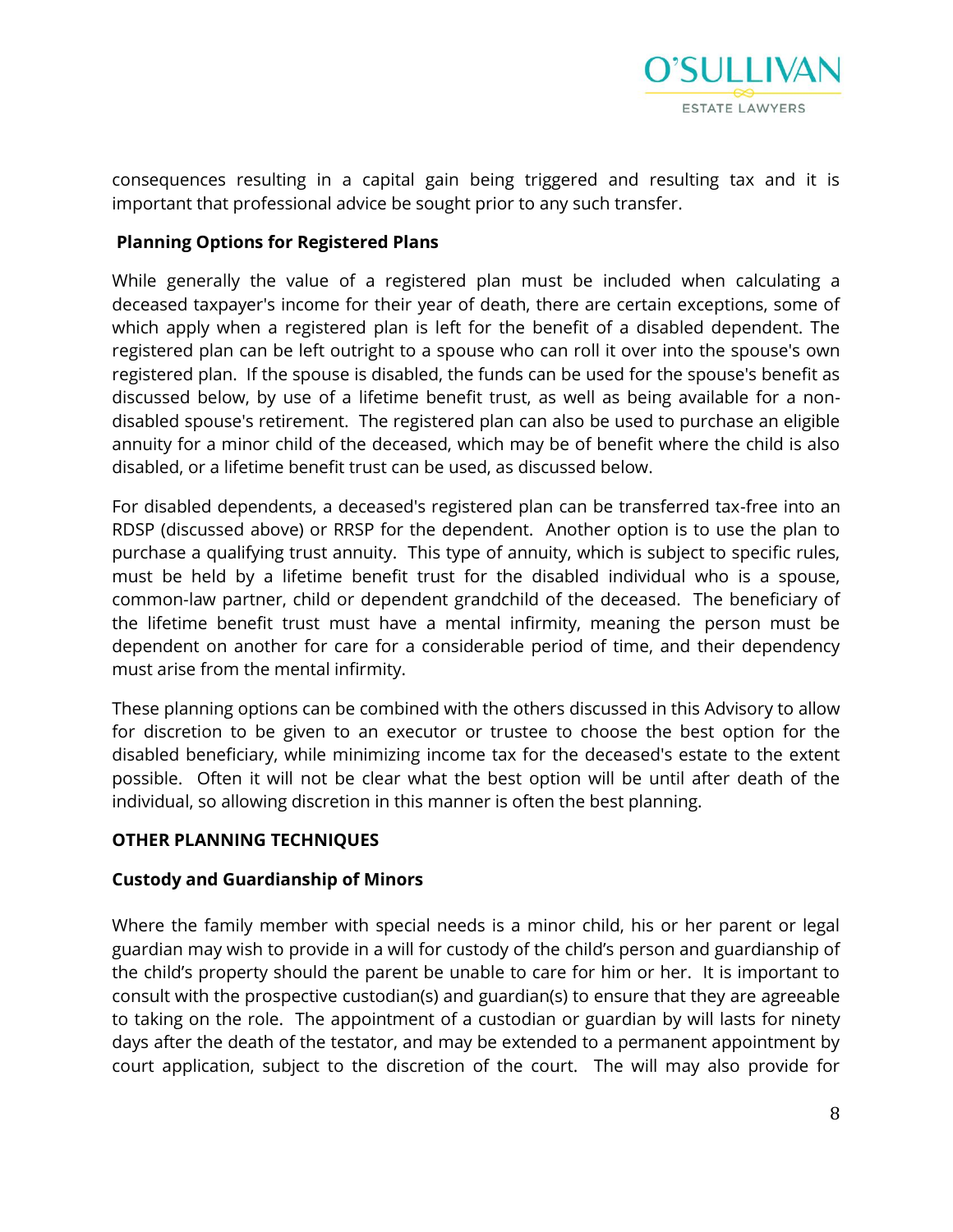consequences resulting in a capital gain being triggered and resulting tax and it is important that professional advice be sought prior to any such transfer.

**Planning Options for Registered Plans**

While generally the value of a registered plan must be included when calculating a deceased taxpayer's income for their year of death, there are certain exceptions, some of which apply when a registered plan is left for the benefit of a disabled dependent. The registered plan can be left outright to a spouse who can roll it over into the spouse's own registered plan. If the spouse is disabled, the funds can be used for the spouse's benefit as discussed below, by use of a lifetime benefit trust, as well as being available for a non-disabled spouse's retirement. The registered plan can also be used to purchase an eligible annuity for a minor child of the deceased, which may be of benefit where the child is also disabled, or a lifetime benefit trust can be used, as discussed below.

For disabled dependents, a deceased's registered plan can be transferred tax-free into an RDSP (discussed above) or RRSP for the dependent. Another option is to use the plan to purchase a qualifying trust annuity. This type of annuity, which is subject to specific rules, must be held by a lifetime benefit trust for the disabled individual who is a spouse, common-law partner, child or dependent grandchild of the deceased. The beneficiary of the lifetime benefit trust must have a mental infirmity, meaning the person must be dependent on another for care for a considerable period of time, and their dependency must arise from the mental infirmity.

These planning options can be combined with the others discussed in this Advisory to allow for discretion to be given to an executor or trustee to choose the best option for the disabled beneficiary, while minimizing income tax for the deceased's estate to the extent possible. Often it will not be clear what the best option will be until after death of the individual, so allowing discretion in this manner is often the best planning.

## OTHER PLANNING TECHNIQUES

### Custody and Guardianship of Minors

Where the family member with special needs is a minor child, his or her parent or legal guardian may wish to provide in a will for custody of the child's person and guardianship of the child's property should the parent be unable to care for him or her. It is important to consult with the prospective custodian(s) and guardian(s) to ensure that they are agreeable to taking on the role. The appointment of a custodian or guardian by will lasts for ninety days after the death of the testator, and may be extended to a permanent appointment by court application, subject to the discretion of the court. The will may also provide for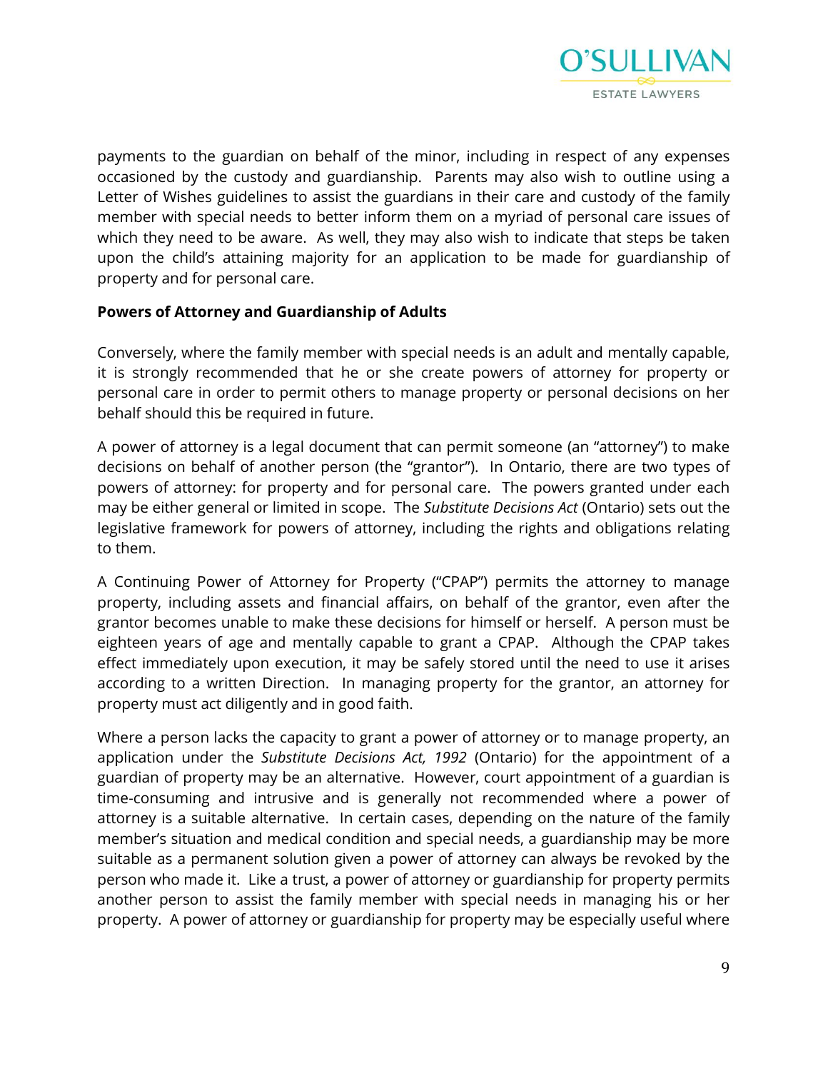payments to the guardian on behalf of the minor, including in respect of any expenses occasioned by the custody and guardianship. Parents may also wish to outline using a Letter of Wishes guidelines to assist the guardians in their care and custody of the family member with special needs to better inform them on a myriad of personal care issues of which they need to be aware. As well, they may also wish to indicate that steps be taken upon the child's attaining majority for an application to be made for guardianship of property and for personal care.

**Powers of Attorney and Guardianship of Adults**

Conversely, where the family member with special needs is an adult and mentally capable, it is strongly recommended that he or she create powers of attorney for property or personal care in order to permit others to manage property or personal decisions on her behalf should this be required in future.

A power of attorney is a legal document that can permit someone (an "attorney") to make decisions on behalf of another person (the "grantor"). In Ontario, there are two types of powers of attorney: for property and for personal care. The powers granted under each may be either general or limited in scope. The *Substitute Decisions Act* (Ontario) sets out the legislative framework for powers of attorney, including the rights and obligations relating to them.

A Continuing Power of Attorney for Property ("CPAP") permits the attorney to manage property, including assets and financial affairs, on behalf of the grantor, even after the grantor becomes unable to make these decisions for himself or herself. A person must be eighteen years of age and mentally capable to grant a CPAP. Although the CPAP takes effect immediately upon execution, it may be safely stored until the need to use it arises according to a written Direction. In managing property for the grantor, an attorney for property must act diligently and in good faith.

Where a person lacks the capacity to grant a power of attorney or to manage property, an application under the *Substitute Decisions Act, 1992* (Ontario) for the appointment of a guardian of property may be an alternative. However, court appointment of a guardian is time-consuming and intrusive and is generally not recommended where a power of attorney is a suitable alternative. In certain cases, depending on the nature of the family member's situation and medical condition and special needs, a guardianship may be more suitable as a permanent solution given a power of attorney can always be revoked by the person who made it. Like a trust, a power of attorney or guardianship for property permits another person to assist the family member with special needs in managing his or her property. A power of attorney or guardianship for property may be especially useful where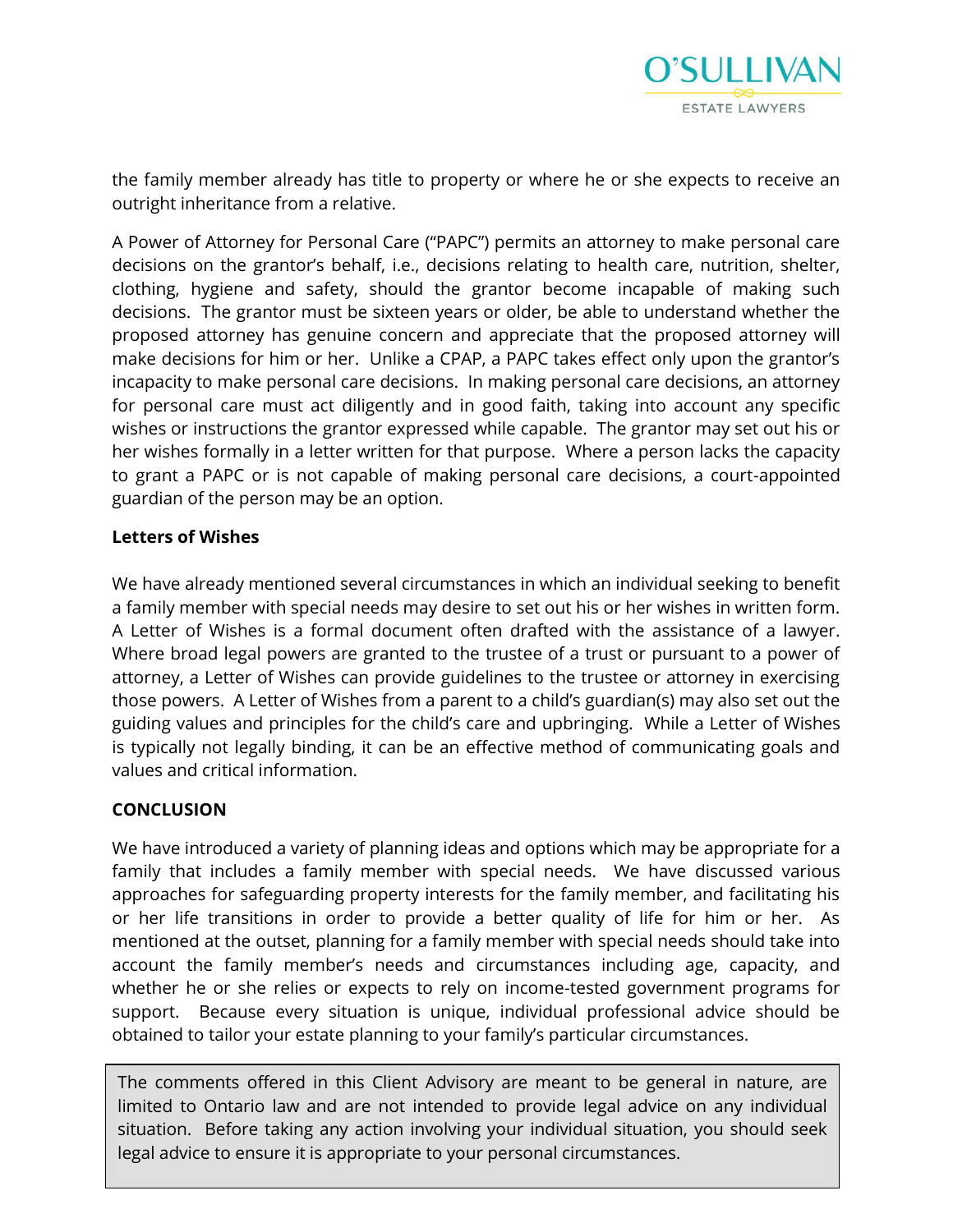the family member already has title to property or where he or she expects to receive an outright inheritance from a relative.

A Power of Attorney for Personal Care ("PAPC") permits an attorney to make personal care decisions on the grantor's behalf, i.e., decisions relating to health care, nutrition, shelter, clothing, hygiene and safety, should the grantor become incapable of making such decisions. The grantor must be sixteen years or older, be able to understand whether the proposed attorney has genuine concern and appreciate that the proposed attorney will make decisions for him or her. Unlike a CPAP, a PAPC takes effect only upon the grantor's incapacity to make personal care decisions. In making personal care decisions, an attorney for personal care must act diligently and in good faith, taking into account any specific wishes or instructions the grantor expressed while capable. The grantor may set out his or her wishes formally in a letter written for that purpose. Where a person lacks the capacity to grant a PAPC or is not capable of making personal care decisions, a court-appointed guardian of the person may be an option.

**Letters of Wishes**

We have already mentioned several circumstances in which an individual seeking to benefit a family member with special needs may desire to set out his or her wishes in written form. A Letter of Wishes is a formal document often drafted with the assistance of a lawyer. Where broad legal powers are granted to the trustee of a trust or pursuant to a power of attorney, a Letter of Wishes can provide guidelines to the trustee or attorney in exercising those powers. A Letter of Wishes from a parent to a child's guardian(s) may also set out the guiding values and principles for the child's care and upbringing. While a Letter of Wishes is typically not legally binding, it can be an effective method of communicating goals and values and critical information.

**CONCLUSION**

We have introduced a variety of planning ideas and options which may be appropriate for a family that includes a family member with special needs. We have discussed various approaches for safeguarding property interests for the family member, and facilitating his or her life transitions in order to provide a better quality of life for him or her. As mentioned at the outset, planning for a family member with special needs should take into account the family member's needs and circumstances including age, capacity, and whether he or she relies or expects to rely on income-tested government programs for support. Because every situation is unique, individual professional advice should be obtained to tailor your estate planning to your family's particular circumstances.

The comments offered in this Client Advisory are meant to be general in nature, are limited to Ontario law and are not intended to provide legal advice on any individual situation. Before taking any action involving your individual situation, you should seek legal advice to ensure it is appropriate to your personal circumstances.